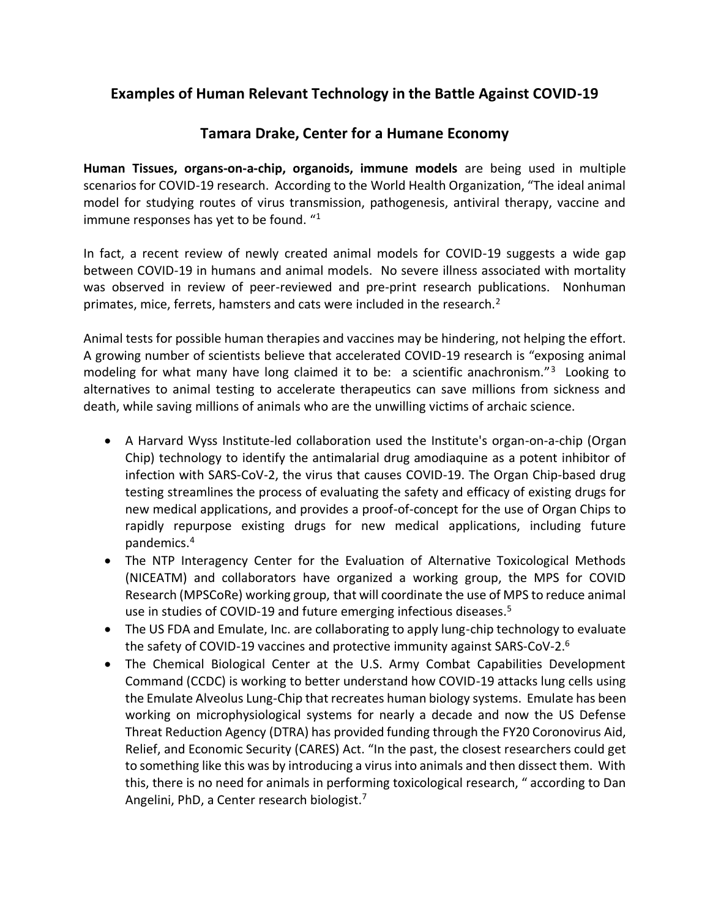# Examples of Human Relevant Technology in the Battle Against COVID-19

## Tamara Drake, Center for a Humane Economy

**Human Tissues, organs-on-a-chip, organoids, immune models** are being used in multiple scenarios for COVID-19 research. According to the World Health Organization, "The ideal animal model for studying routes of virus transmission, pathogenesis, antiviral therapy, vaccine and immune responses has yet to be found. "[1]

In fact, a recent review of newly created animal models for COVID-19 suggests a wide gap between COVID-19 in humans and animal models. No severe illness associated with mortality was observed in review of peer-reviewed and pre-print research publications. Nonhuman primates, mice, ferrets, hamsters and cats were included in the research.[2]

Animal tests for possible human therapies and vaccines may be hindering, not helping the effort. A growing number of scientists believe that accelerated COVID-19 research is "exposing animal modeling for what many have long claimed it to be: a scientific anachronism."[3] Looking to alternatives to animal testing to accelerate therapeutics can save millions from sickness and death, while saving millions of animals who are the unwilling victims of archaic science.

- A Harvard Wyss Institute-led collaboration used the Institute's organ-on-a-chip (Organ Chip) technology to identify the antimalarial drug amodiaquine as a potent inhibitor of infection with SARS-CoV-2, the virus that causes COVID-19. The Organ Chip-based drug testing streamlines the process of evaluating the safety and efficacy of existing drugs for new medical applications, and provides a proof-of-concept for the use of Organ Chips to rapidly repurpose existing drugs for new medical applications, including future pandemics.[4]
- The NTP Interagency Center for the Evaluation of Alternative Toxicological Methods (NICEATM) and collaborators have organized a working group, the MPS for COVID Research (MPSCoRe) working group, that will coordinate the use of MPS to reduce animal use in studies of COVID-19 and future emerging infectious diseases.[5]
- The US FDA and Emulate, Inc. are collaborating to apply lung-chip technology to evaluate the safety of COVID-19 vaccines and protective immunity against SARS-CoV-2.[6]
- The Chemical Biological Center at the U.S. Army Combat Capabilities Development Command (CCDC) is working to better understand how COVID-19 attacks lung cells using the Emulate Alveolus Lung-Chip that recreates human biology systems. Emulate has been working on microphysiological systems for nearly a decade and now the US Defense Threat Reduction Agency (DTRA) has provided funding through the FY20 Coronovirus Aid, Relief, and Economic Security (CARES) Act. "In the past, the closest researchers could get to something like this was by introducing a virus into animals and then dissect them. With this, there is no need for animals in performing toxicological research, " according to Dan Angelini, PhD, a Center research biologist.[7]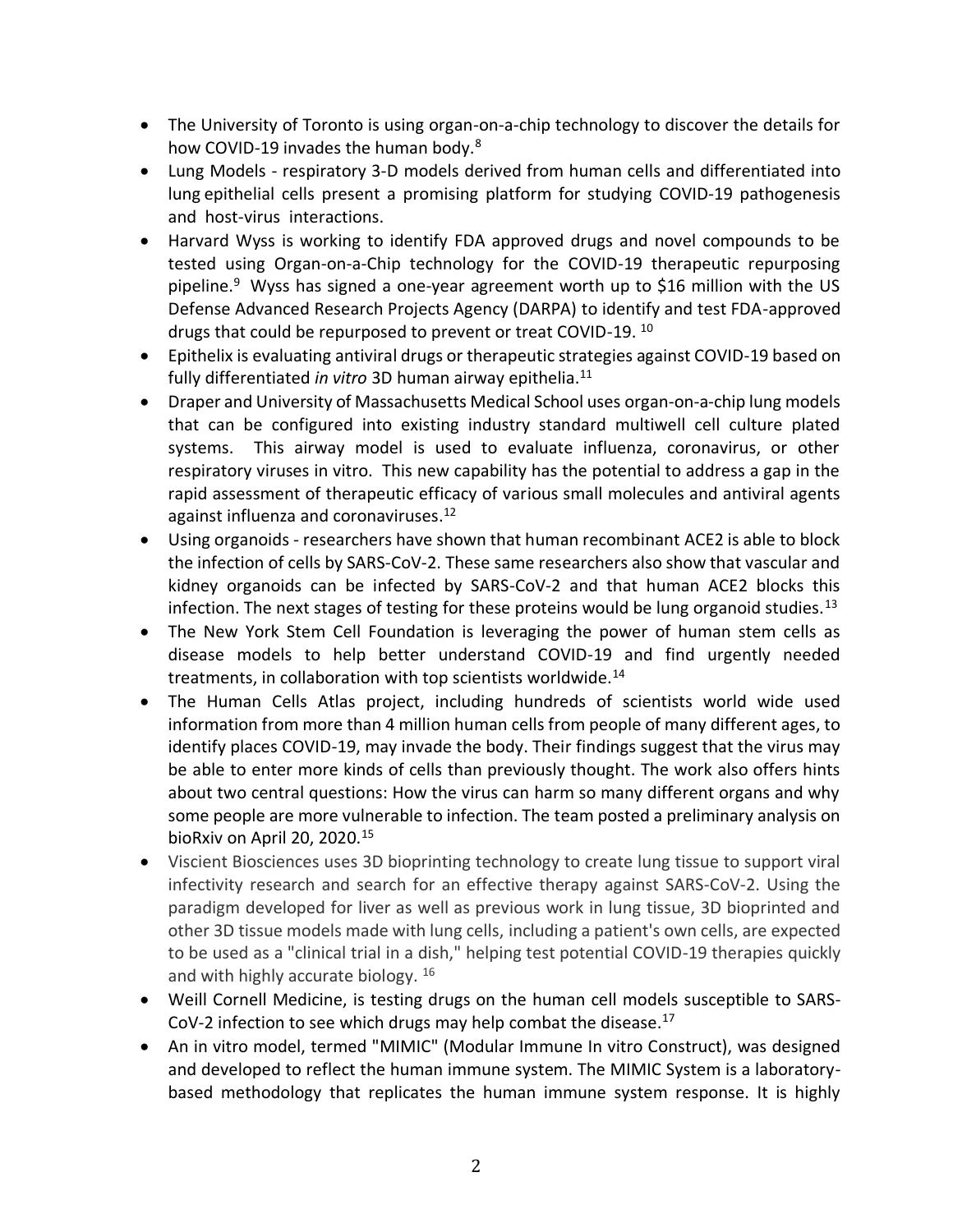- The University of Toronto is using organ-on-a-chip technology to discover the details for how COVID-19 invades the human body.[8]
- Lung Models - respiratory 3-D models derived from human cells and differentiated into lung epithelial cells present a promising platform for studying COVID-19 pathogenesis and host-virus interactions.
- Harvard Wyss is working to identify FDA approved drugs and novel compounds to be tested using Organ-on-a-Chip technology for the COVID-19 therapeutic repurposing pipeline.[9] Wyss has signed a one-year agreement worth up to $16 million with the US Defense Advanced Research Projects Agency (DARPA) to identify and test FDA-approved drugs that could be repurposed to prevent or treat COVID-19. [10]
- Epithelix is evaluating antiviral drugs or therapeutic strategies against COVID-19 based on fully differentiated *in vitro* 3D human airway epithelia.[11]
- Draper and University of Massachusetts Medical School uses organ-on-a-chip lung models that can be configured into existing industry standard multiwell cell culture plated systems. This airway model is used to evaluate influenza, coronavirus, or other respiratory viruses in vitro. This new capability has the potential to address a gap in the rapid assessment of therapeutic efficacy of various small molecules and antiviral agents against influenza and coronaviruses.[12]
- Using organoids - researchers have shown that human recombinant ACE2 is able to block the infection of cells by SARS-CoV-2. These same researchers also show that vascular and kidney organoids can be infected by SARS-CoV-2 and that human ACE2 blocks this infection. The next stages of testing for these proteins would be lung organoid studies.[13]
- The New York Stem Cell Foundation is leveraging the power of human stem cells as disease models to help better understand COVID-19 and find urgently needed treatments, in collaboration with top scientists worldwide.[14]
- The Human Cells Atlas project, including hundreds of scientists world wide used information from more than 4 million human cells from people of many different ages, to identify places COVID-19, may invade the body. Their findings suggest that the virus may be able to enter more kinds of cells than previously thought. The work also offers hints about two central questions: How the virus can harm so many different organs and why some people are more vulnerable to infection. The team posted a preliminary analysis on bioRxiv on April 20, 2020.[15]
- Viscient Biosciences uses 3D bioprinting technology to create lung tissue to support viral infectivity research and search for an effective therapy against SARS-CoV-2. Using the paradigm developed for liver as well as previous work in lung tissue, 3D bioprinted and other 3D tissue models made with lung cells, including a patient's own cells, are expected to be used as a "clinical trial in a dish," helping test potential COVID-19 therapies quickly and with highly accurate biology. [16]
- Weill Cornell Medicine, is testing drugs on the human cell models susceptible to SARS-CoV-2 infection to see which drugs may help combat the disease.[17]
- An in vitro model, termed "MIMIC" (Modular Immune In vitro Construct), was designed and developed to reflect the human immune system. The MIMIC System is a laboratory-based methodology that replicates the human immune system response. It is highly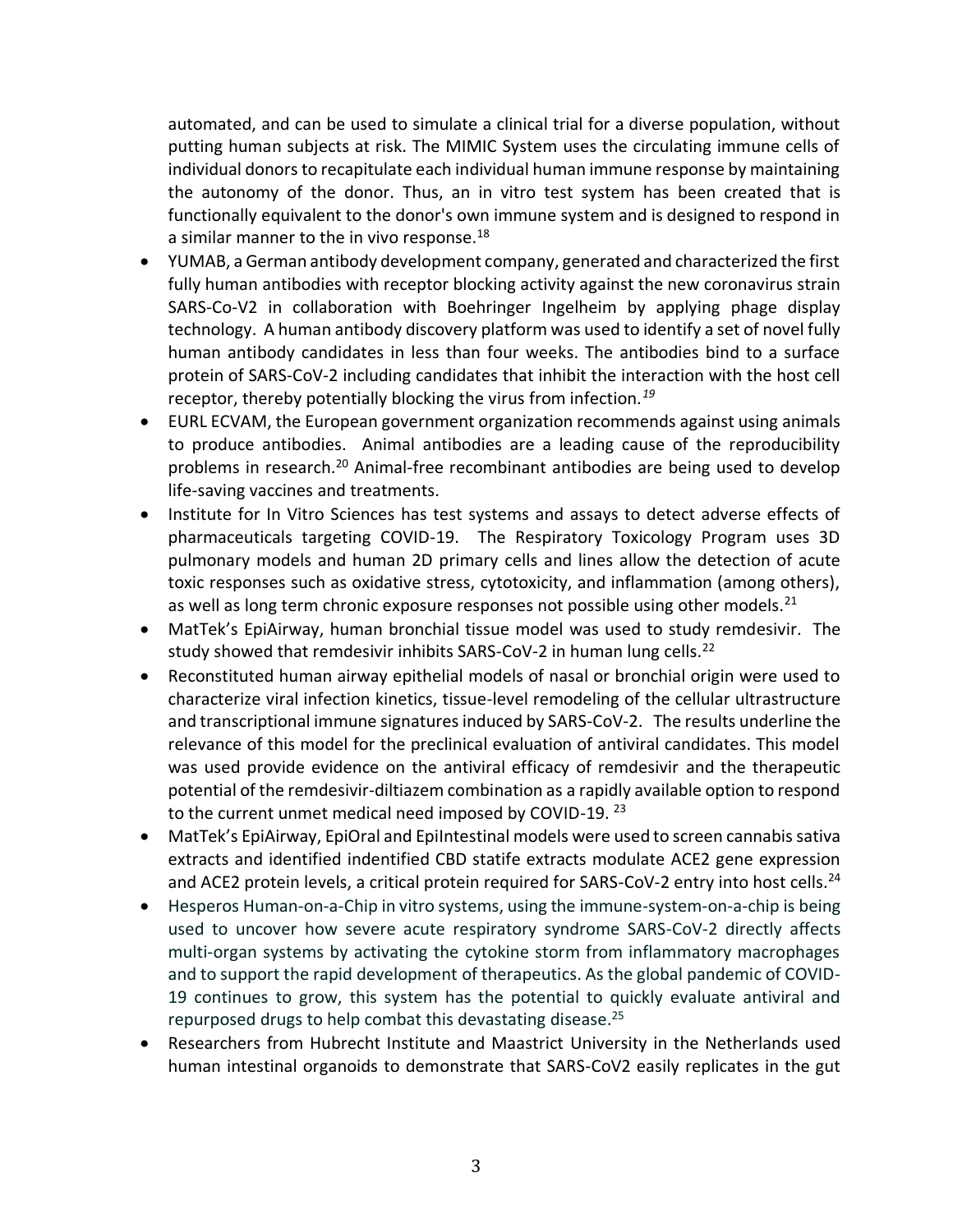automated, and can be used to simulate a clinical trial for a diverse population, without putting human subjects at risk. The MIMIC System uses the circulating immune cells of individual donors to recapitulate each individual human immune response by maintaining the autonomy of the donor. Thus, an in vitro test system has been created that is functionally equivalent to the donor's own immune system and is designed to respond in a similar manner to the in vivo response.[18]

- YUMAB, a German antibody development company, generated and characterized the first fully human antibodies with receptor blocking activity against the new coronavirus strain SARS-Co-V2 in collaboration with Boehringer Ingelheim by applying phage display technology. A human antibody discovery platform was used to identify a set of novel fully human antibody candidates in less than four weeks. The antibodies bind to a surface protein of SARS-CoV-2 including candidates that inhibit the interaction with the host cell receptor, thereby potentially blocking the virus from infection.[19]
- EURL ECVAM, the European government organization recommends against using animals to produce antibodies. Animal antibodies are a leading cause of the reproducibility problems in research.[20] Animal-free recombinant antibodies are being used to develop life-saving vaccines and treatments.
- Institute for In Vitro Sciences has test systems and assays to detect adverse effects of pharmaceuticals targeting COVID-19. The Respiratory Toxicology Program uses 3D pulmonary models and human 2D primary cells and lines allow the detection of acute toxic responses such as oxidative stress, cytotoxicity, and inflammation (among others), as well as long term chronic exposure responses not possible using other models.[21]
- MatTek's EpiAirway, human bronchial tissue model was used to study remdesivir. The study showed that remdesivir inhibits SARS-CoV-2 in human lung cells.[22]
- Reconstituted human airway epithelial models of nasal or bronchial origin were used to characterize viral infection kinetics, tissue-level remodeling of the cellular ultrastructure and transcriptional immune signatures induced by SARS-CoV-2. The results underline the relevance of this model for the preclinical evaluation of antiviral candidates. This model was used provide evidence on the antiviral efficacy of remdesivir and the therapeutic potential of the remdesivir-diltiazem combination as a rapidly available option to respond to the current unmet medical need imposed by COVID-19. [23]
- MatTek's EpiAirway, EpiOral and EpiIntestinal models were used to screen cannabis sativa extracts and identified indentified CBD statife extracts modulate ACE2 gene expression and ACE2 protein levels, a critical protein required for SARS-CoV-2 entry into host cells.[24]
- Hesperos Human-on-a-Chip in vitro systems, using the immune-system-on-a-chip is being used to uncover how severe acute respiratory syndrome SARS-CoV-2 directly affects multi-organ systems by activating the cytokine storm from inflammatory macrophages and to support the rapid development of therapeutics. As the global pandemic of COVID-19 continues to grow, this system has the potential to quickly evaluate antiviral and repurposed drugs to help combat this devastating disease.[25]
- Researchers from Hubrecht Institute and Maastrict University in the Netherlands used human intestinal organoids to demonstrate that SARS-CoV2 easily replicates in the gut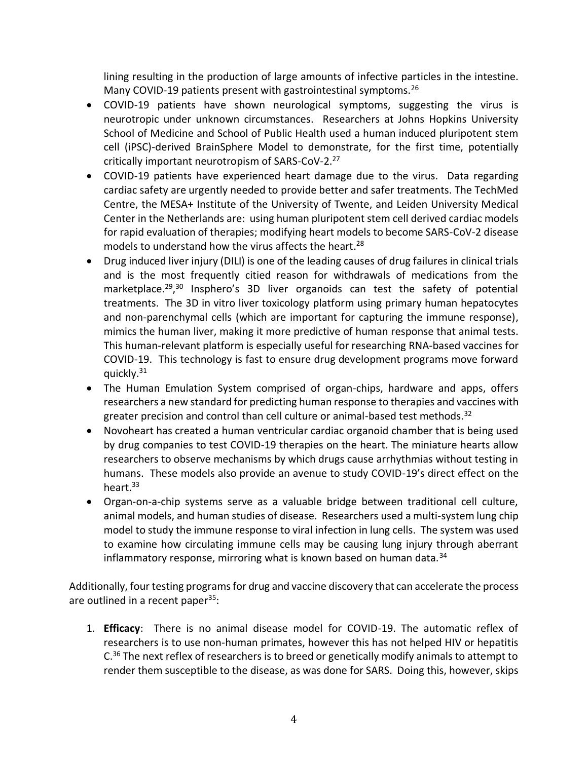lining resulting in the production of large amounts of infective particles in the intestine. Many COVID-19 patients present with gastrointestinal symptoms.[26]

- COVID-19 patients have shown neurological symptoms, suggesting the virus is neurotropic under unknown circumstances. Researchers at Johns Hopkins University School of Medicine and School of Public Health used a human induced pluripotent stem cell (iPSC)-derived BrainSphere Model to demonstrate, for the first time, potentially critically important neurotropism of SARS-CoV-2.[27]
- COVID-19 patients have experienced heart damage due to the virus. Data regarding cardiac safety are urgently needed to provide better and safer treatments. The TechMed Centre, the MESA+ Institute of the University of Twente, and Leiden University Medical Center in the Netherlands are: using human pluripotent stem cell derived cardiac models for rapid evaluation of therapies; modifying heart models to become SARS-CoV-2 disease models to understand how the virus affects the heart.[28]
- Drug induced liver injury (DILI) is one of the leading causes of drug failures in clinical trials and is the most frequently citied reason for withdrawals of medications from the marketplace.[29],[30] Insphero's 3D liver organoids can test the safety of potential treatments. The 3D in vitro liver toxicology platform using primary human hepatocytes and non-parenchymal cells (which are important for capturing the immune response), mimics the human liver, making it more predictive of human response that animal tests. This human-relevant platform is especially useful for researching RNA-based vaccines for COVID-19. This technology is fast to ensure drug development programs move forward quickly.[31]
- The Human Emulation System comprised of organ-chips, hardware and apps, offers researchers a new standard for predicting human response to therapies and vaccines with greater precision and control than cell culture or animal-based test methods.[32]
- Novoheart has created a human ventricular cardiac organoid chamber that is being used by drug companies to test COVID-19 therapies on the heart. The miniature hearts allow researchers to observe mechanisms by which drugs cause arrhythmias without testing in humans. These models also provide an avenue to study COVID-19's direct effect on the heart.[33]
- Organ-on-a-chip systems serve as a valuable bridge between traditional cell culture, animal models, and human studies of disease. Researchers used a multi-system lung chip model to study the immune response to viral infection in lung cells. The system was used to examine how circulating immune cells may be causing lung injury through aberrant inflammatory response, mirroring what is known based on human data.[34]

Additionally, four testing programs for drug and vaccine discovery that can accelerate the process are outlined in a recent paper[35]:

1. **Efficacy**: There is no animal disease model for COVID-19. The automatic reflex of researchers is to use non-human primates, however this has not helped HIV or hepatitis C.[36] The next reflex of researchers is to breed or genetically modify animals to attempt to render them susceptible to the disease, as was done for SARS. Doing this, however, skips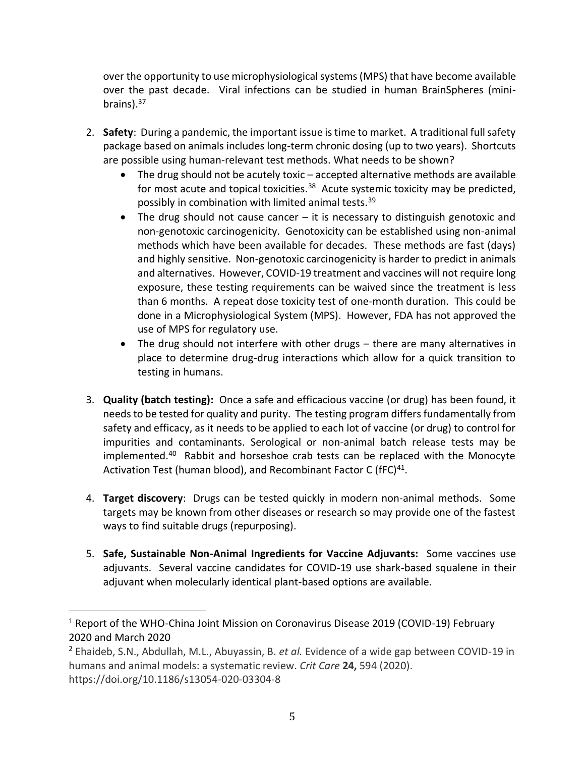over the opportunity to use microphysiological systems (MPS) that have become available over the past decade. Viral infections can be studied in human BrainSpheres (mini-brains).[37]

2. **Safety**: During a pandemic, the important issue is time to market. A traditional full safety package based on animals includes long-term chronic dosing (up to two years). Shortcuts are possible using human-relevant test methods. What needs to be shown?
   - The drug should not be acutely toxic – accepted alternative methods are available for most acute and topical toxicities.[38] Acute systemic toxicity may be predicted, possibly in combination with limited animal tests.[39]
   - The drug should not cause cancer – it is necessary to distinguish genotoxic and non-genotoxic carcinogenicity. Genotoxicity can be established using non-animal methods which have been available for decades. These methods are fast (days) and highly sensitive. Non-genotoxic carcinogenicity is harder to predict in animals and alternatives. However, COVID-19 treatment and vaccines will not require long exposure, these testing requirements can be waived since the treatment is less than 6 months. A repeat dose toxicity test of one-month duration. This could be done in a Microphysiological System (MPS). However, FDA has not approved the use of MPS for regulatory use.
   - The drug should not interfere with other drugs – there are many alternatives in place to determine drug-drug interactions which allow for a quick transition to testing in humans.

3. **Quality (batch testing):** Once a safe and efficacious vaccine (or drug) has been found, it needs to be tested for quality and purity. The testing program differs fundamentally from safety and efficacy, as it needs to be applied to each lot of vaccine (or drug) to control for impurities and contaminants. Serological or non-animal batch release tests may be implemented.[40] Rabbit and horseshoe crab tests can be replaced with the Monocyte Activation Test (human blood), and Recombinant Factor C (fFC)[41].

4. **Target discovery**: Drugs can be tested quickly in modern non-animal methods. Some targets may be known from other diseases or research so may provide one of the fastest ways to find suitable drugs (repurposing).

5. **Safe, Sustainable Non-Animal Ingredients for Vaccine Adjuvants:** Some vaccines use adjuvants. Several vaccine candidates for COVID-19 use shark-based squalene in their adjuvant when molecularly identical plant-based options are available.

---

[1] Report of the WHO-China Joint Mission on Coronavirus Disease 2019 (COVID-19) February 2020 and March 2020

[2] Ehaideb, S.N., Abdullah, M.L., Abuyassin, B. *et al.* Evidence of a wide gap between COVID-19 in humans and animal models: a systematic review. *Crit Care* **24,** 594 (2020). https://doi.org/10.1186/s13054-020-03304-8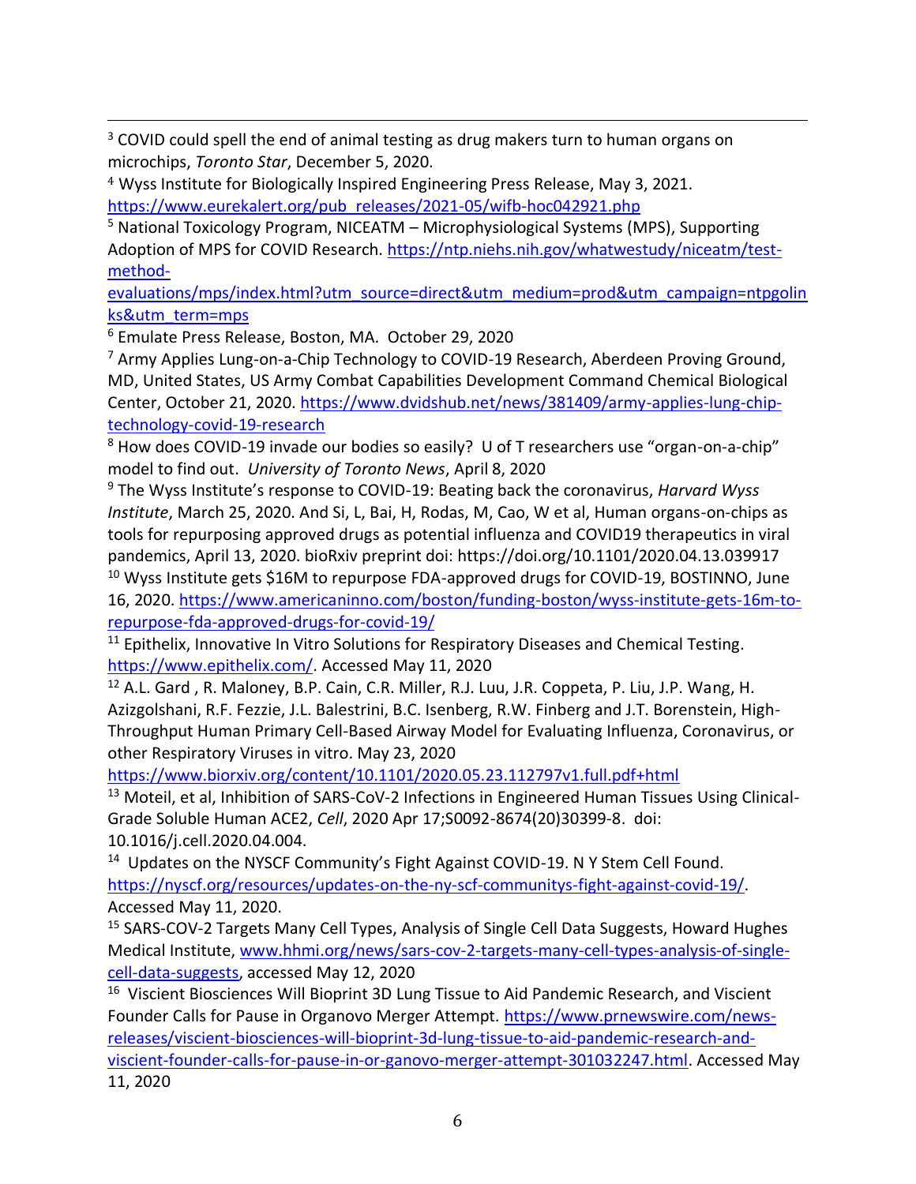[3] COVID could spell the end of animal testing as drug makers turn to human organs on microchips, *Toronto Star*, December 5, 2020.

[4] Wyss Institute for Biologically Inspired Engineering Press Release, May 3, 2021. https://www.eurekalert.org/pub_releases/2021-05/wifb-hoc042921.php

[5] National Toxicology Program, NICEATM – Microphysiological Systems (MPS), Supporting Adoption of MPS for COVID Research. https://ntp.niehs.nih.gov/whatwestudy/niceatm/test-method-evaluations/mps/index.html?utm_source=direct&utm_medium=prod&utm_campaign=ntpgolinks&utm_term=mps

[6] Emulate Press Release, Boston, MA. October 29, 2020

[7] Army Applies Lung-on-a-Chip Technology to COVID-19 Research, Aberdeen Proving Ground, MD, United States, US Army Combat Capabilities Development Command Chemical Biological Center, October 21, 2020. https://www.dvidshub.net/news/381409/army-applies-lung-chip-technology-covid-19-research

[8] How does COVID-19 invade our bodies so easily? U of T researchers use "organ-on-a-chip" model to find out. *University of Toronto News*, April 8, 2020

[9] The Wyss Institute's response to COVID-19: Beating back the coronavirus, *Harvard Wyss Institute*, March 25, 2020. And Si, L, Bai, H, Rodas, M, Cao, W et al, Human organs-on-chips as tools for repurposing approved drugs as potential influenza and COVID19 therapeutics in viral pandemics, April 13, 2020. bioRxiv preprint doi: https://doi.org/10.1101/2020.04.13.039917

[10] Wyss Institute gets $16M to repurpose FDA-approved drugs for COVID-19, BOSTINNO, June 16, 2020. https://www.americaninno.com/boston/funding-boston/wyss-institute-gets-16m-to-repurpose-fda-approved-drugs-for-covid-19/

[11] Epithelix, Innovative In Vitro Solutions for Respiratory Diseases and Chemical Testing. https://www.epithelix.com/. Accessed May 11, 2020

[12] A.L. Gard , R. Maloney, B.P. Cain, C.R. Miller, R.J. Luu, J.R. Coppeta, P. Liu, J.P. Wang, H. Azizgolshani, R.F. Fezzie, J.L. Balestrini, B.C. Isenberg, R.W. Finberg and J.T. Borenstein, High-Throughput Human Primary Cell-Based Airway Model for Evaluating Influenza, Coronavirus, or other Respiratory Viruses in vitro. May 23, 2020 https://www.biorxiv.org/content/10.1101/2020.05.23.112797v1.full.pdf+html

[13] Moteil, et al, Inhibition of SARS-CoV-2 Infections in Engineered Human Tissues Using Clinical-Grade Soluble Human ACE2, *Cell*, 2020 Apr 17;S0092-8674(20)30399-8. doi: 10.1016/j.cell.2020.04.004.

[14] Updates on the NYSCF Community's Fight Against COVID-19. N Y Stem Cell Found. https://nyscf.org/resources/updates-on-the-ny-scf-communitys-fight-against-covid-19/. Accessed May 11, 2020.

[15] SARS-COV-2 Targets Many Cell Types, Analysis of Single Cell Data Suggests, Howard Hughes Medical Institute, www.hhmi.org/news/sars-cov-2-targets-many-cell-types-analysis-of-single-cell-data-suggests, accessed May 12, 2020

[16] Viscient Biosciences Will Bioprint 3D Lung Tissue to Aid Pandemic Research, and Viscient Founder Calls for Pause in Organovo Merger Attempt. https://www.prnewswire.com/news-releases/viscient-biosciences-will-bioprint-3d-lung-tissue-to-aid-pandemic-research-and-viscient-founder-calls-for-pause-in-or-ganovo-merger-attempt-301032247.html. Accessed May 11, 2020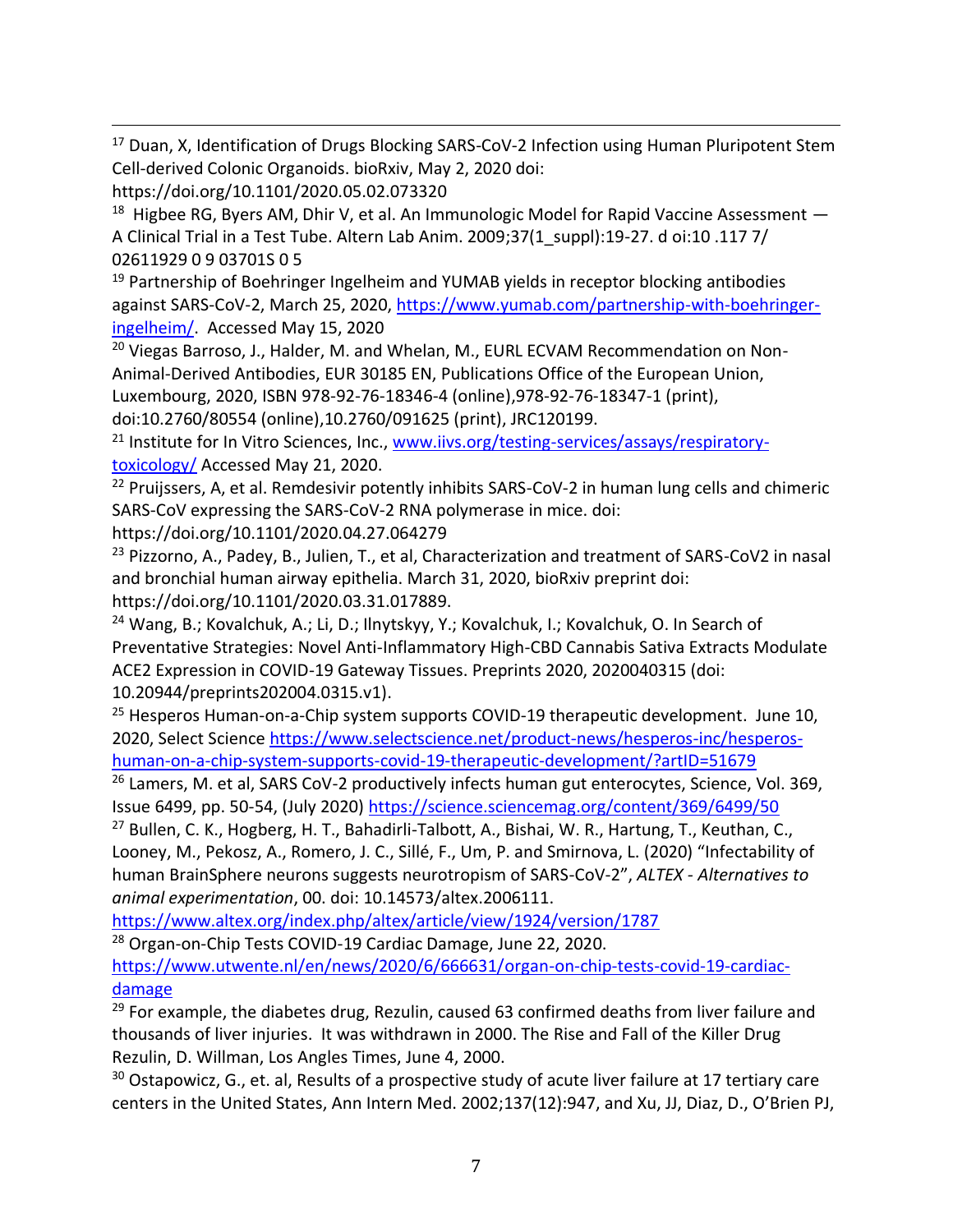[17] Duan, X, Identification of Drugs Blocking SARS-CoV-2 Infection using Human Pluripotent Stem Cell-derived Colonic Organoids. bioRxiv, May 2, 2020 doi: https://doi.org/10.1101/2020.05.02.073320

[18] Higbee RG, Byers AM, Dhir V, et al. An Immunologic Model for Rapid Vaccine Assessment — A Clinical Trial in a Test Tube. Altern Lab Anim. 2009;37(1_suppl):19-27. d oi:10 .117 7/ 02611929 0 9 03701S 0 5

[19] Partnership of Boehringer Ingelheim and YUMAB yields in receptor blocking antibodies against SARS-CoV-2, March 25, 2020, [https://www.yumab.com/partnership-with-boehringer-ingelheim/](https://www.yumab.com/partnership-with-boehringer-ingelheim/). Accessed May 15, 2020

[20] Viegas Barroso, J., Halder, M. and Whelan, M., EURL ECVAM Recommendation on Non-Animal-Derived Antibodies, EUR 30185 EN, Publications Office of the European Union, Luxembourg, 2020, ISBN 978-92-76-18346-4 (online),978-92-76-18347-1 (print), doi:10.2760/80554 (online),10.2760/091625 (print), JRC120199.

[21] Institute for In Vitro Sciences, Inc., [www.iivs.org/testing-services/assays/respiratory-toxicology/](www.iivs.org/testing-services/assays/respiratory-toxicology/) Accessed May 21, 2020.

[22] Pruijssers, A, et al. Remdesivir potently inhibits SARS-CoV-2 in human lung cells and chimeric SARS-CoV expressing the SARS-CoV-2 RNA polymerase in mice. doi: https://doi.org/10.1101/2020.04.27.064279

[23] Pizzorno, A., Padey, B., Julien, T., et al, Characterization and treatment of SARS-CoV2 in nasal and bronchial human airway epithelia. March 31, 2020, bioRxiv preprint doi: https://doi.org/10.1101/2020.03.31.017889.

[24] Wang, B.; Kovalchuk, A.; Li, D.; Ilnytskyy, Y.; Kovalchuk, I.; Kovalchuk, O. In Search of Preventative Strategies: Novel Anti-Inflammatory High-CBD Cannabis Sativa Extracts Modulate ACE2 Expression in COVID-19 Gateway Tissues. Preprints 2020, 2020040315 (doi: 10.20944/preprints202004.0315.v1).

[25] Hesperos Human-on-a-Chip system supports COVID-19 therapeutic development. June 10, 2020, Select Science [https://www.selectscience.net/product-news/hesperos-inc/hesperos-human-on-a-chip-system-supports-covid-19-therapeutic-development/?artID=51679](https://www.selectscience.net/product-news/hesperos-inc/hesperos-human-on-a-chip-system-supports-covid-19-therapeutic-development/?artID=51679)

[26] Lamers, M. et al, SARS CoV-2 productively infects human gut enterocytes, Science, Vol. 369, Issue 6499, pp. 50-54, (July 2020) [https://science.sciencemag.org/content/369/6499/50](https://science.sciencemag.org/content/369/6499/50)

[27] Bullen, C. K., Hogberg, H. T., Bahadirli-Talbott, A., Bishai, W. R., Hartung, T., Keuthan, C., Looney, M., Pekosz, A., Romero, J. C., Sillé, F., Um, P. and Smirnova, L. (2020) "Infectability of human BrainSphere neurons suggests neurotropism of SARS-CoV-2", *ALTEX - Alternatives to animal experimentation*, 00. doi: 10.14573/altex.2006111. [https://www.altex.org/index.php/altex/article/view/1924/version/1787](https://www.altex.org/index.php/altex/article/view/1924/version/1787)

[28] Organ-on-Chip Tests COVID-19 Cardiac Damage, June 22, 2020. [https://www.utwente.nl/en/news/2020/6/666631/organ-on-chip-tests-covid-19-cardiac-damage](https://www.utwente.nl/en/news/2020/6/666631/organ-on-chip-tests-covid-19-cardiac-damage)

[29] For example, the diabetes drug, Rezulin, caused 63 confirmed deaths from liver failure and thousands of liver injuries. It was withdrawn in 2000. The Rise and Fall of the Killer Drug Rezulin, D. Willman, Los Angles Times, June 4, 2000.

[30] Ostapowicz, G., et. al, Results of a prospective study of acute liver failure at 17 tertiary care centers in the United States, Ann Intern Med. 2002;137(12):947, and Xu, JJ, Diaz, D., O'Brien PJ,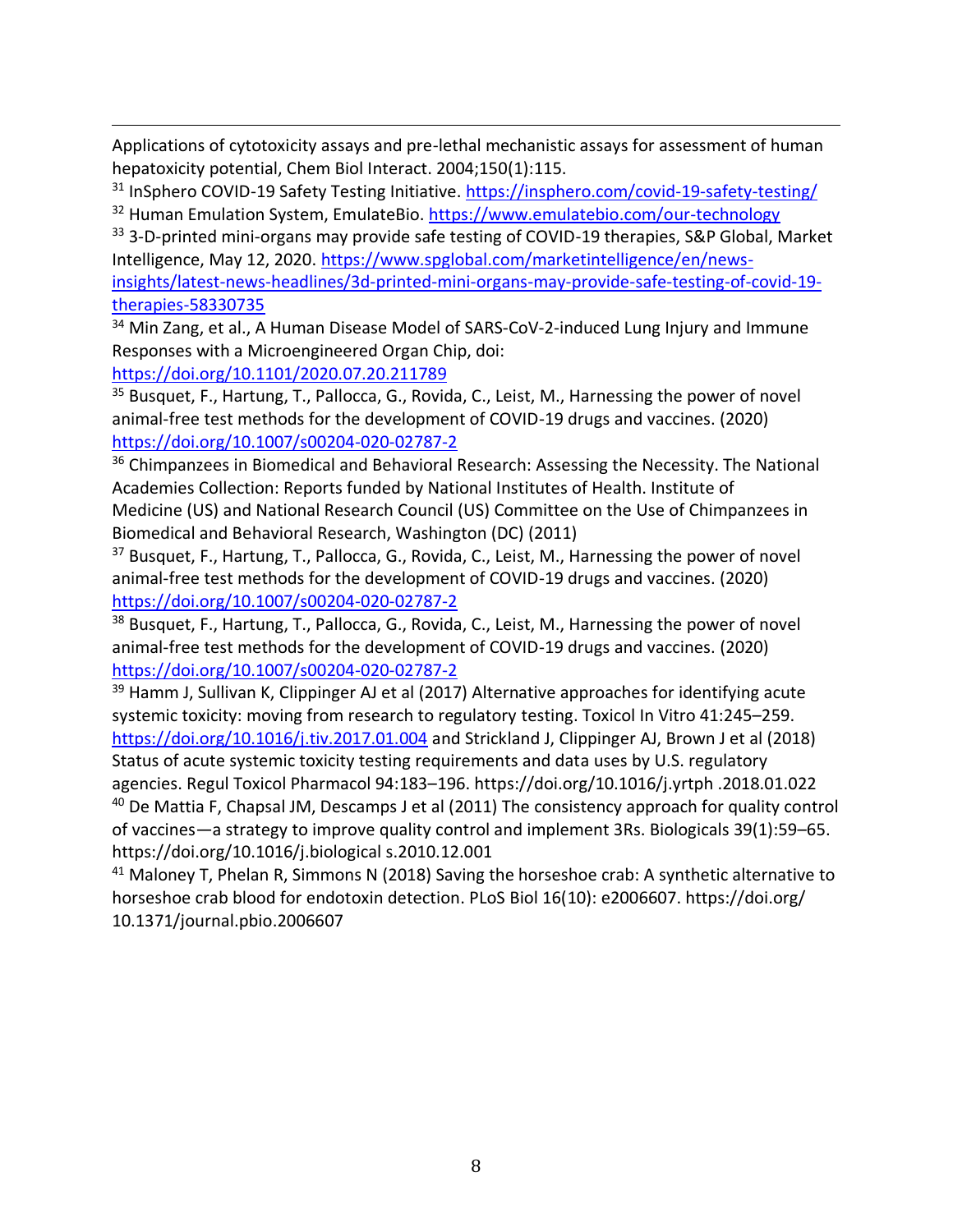Applications of cytotoxicity assays and pre-lethal mechanistic assays for assessment of human hepatoxicity potential, Chem Biol Interact. 2004;150(1):115.

[31] InSphero COVID-19 Safety Testing Initiative. https://insphero.com/covid-19-safety-testing/

[32] Human Emulation System, EmulateBio. https://www.emulatebio.com/our-technology

[33] 3-D-printed mini-organs may provide safe testing of COVID-19 therapies, S&P Global, Market Intelligence, May 12, 2020. https://www.spglobal.com/marketintelligence/en/news-insights/latest-news-headlines/3d-printed-mini-organs-may-provide-safe-testing-of-covid-19-therapies-58330735

[34] Min Zang, et al., A Human Disease Model of SARS-CoV-2-induced Lung Injury and Immune Responses with a Microengineered Organ Chip, doi: https://doi.org/10.1101/2020.07.20.211789

[35] Busquet, F., Hartung, T., Pallocca, G., Rovida, C., Leist, M., Harnessing the power of novel animal-free test methods for the development of COVID-19 drugs and vaccines. (2020) https://doi.org/10.1007/s00204-020-02787-2

[36] Chimpanzees in Biomedical and Behavioral Research: Assessing the Necessity. The National Academies Collection: Reports funded by National Institutes of Health. Institute of Medicine (US) and National Research Council (US) Committee on the Use of Chimpanzees in Biomedical and Behavioral Research, Washington (DC) (2011)

[37] Busquet, F., Hartung, T., Pallocca, G., Rovida, C., Leist, M., Harnessing the power of novel animal-free test methods for the development of COVID-19 drugs and vaccines. (2020) https://doi.org/10.1007/s00204-020-02787-2

[38] Busquet, F., Hartung, T., Pallocca, G., Rovida, C., Leist, M., Harnessing the power of novel animal-free test methods for the development of COVID-19 drugs and vaccines. (2020) https://doi.org/10.1007/s00204-020-02787-2

[39] Hamm J, Sullivan K, Clippinger AJ et al (2017) Alternative approaches for identifying acute systemic toxicity: moving from research to regulatory testing. Toxicol In Vitro 41:245–259. https://doi.org/10.1016/j.tiv.2017.01.004 and Strickland J, Clippinger AJ, Brown J et al (2018) Status of acute systemic toxicity testing requirements and data uses by U.S. regulatory agencies. Regul Toxicol Pharmacol 94:183–196. https://doi.org/10.1016/j.yrtph .2018.01.022

[40] De Mattia F, Chapsal JM, Descamps J et al (2011) The consistency approach for quality control of vaccines—a strategy to improve quality control and implement 3Rs. Biologicals 39(1):59–65. https://doi.org/10.1016/j.biological s.2010.12.001

[41] Maloney T, Phelan R, Simmons N (2018) Saving the horseshoe crab: A synthetic alternative to horseshoe crab blood for endotoxin detection. PLoS Biol 16(10): e2006607. https://doi.org/ 10.1371/journal.pbio.2006607